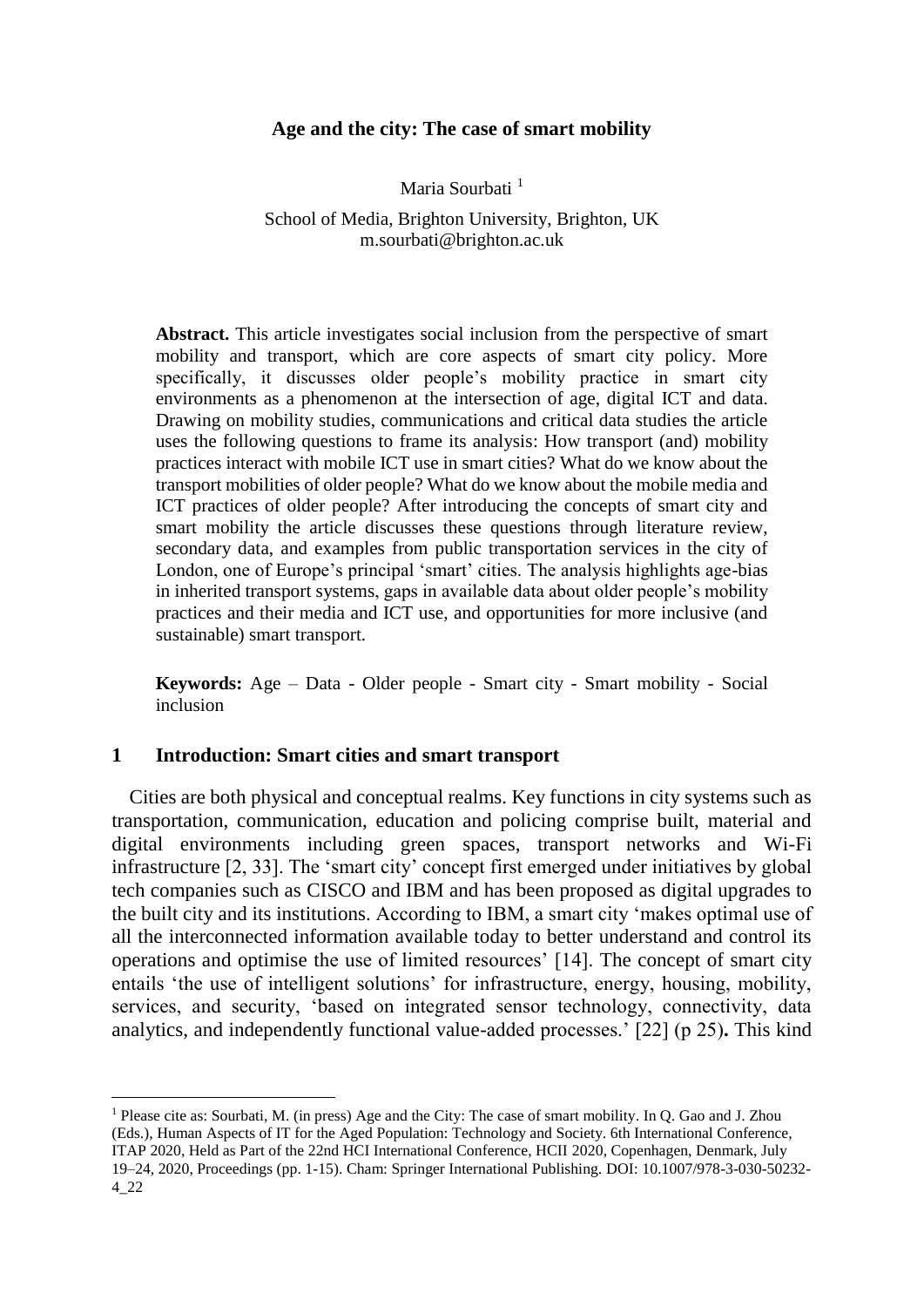# Age and the city: The case of smart mobility

Maria Sourbati [1]

School of Media, Brighton University, Brighton, UK
m.sourbati@brighton.ac.uk

**Abstract.** This article investigates social inclusion from the perspective of smart mobility and transport, which are core aspects of smart city policy. More specifically, it discusses older people's mobility practice in smart city environments as a phenomenon at the intersection of age, digital ICT and data. Drawing on mobility studies, communications and critical data studies the article uses the following questions to frame its analysis: How transport (and) mobility practices interact with mobile ICT use in smart cities? What do we know about the transport mobilities of older people? What do we know about the mobile media and ICT practices of older people? After introducing the concepts of smart city and smart mobility the article discusses these questions through literature review, secondary data, and examples from public transportation services in the city of London, one of Europe's principal 'smart' cities. The analysis highlights age-bias in inherited transport systems, gaps in available data about older people's mobility practices and their media and ICT use, and opportunities for more inclusive (and sustainable) smart transport.

**Keywords:** Age – Data - Older people - Smart city - Smart mobility - Social inclusion

## 1 Introduction: Smart cities and smart transport

Cities are both physical and conceptual realms. Key functions in city systems such as transportation, communication, education and policing comprise built, material and digital environments including green spaces, transport networks and Wi-Fi infrastructure [2, 33]. The 'smart city' concept first emerged under initiatives by global tech companies such as CISCO and IBM and has been proposed as digital upgrades to the built city and its institutions. According to IBM, a smart city 'makes optimal use of all the interconnected information available today to better understand and control its operations and optimise the use of limited resources' [14]. The concept of smart city entails 'the use of intelligent solutions' for infrastructure, energy, housing, mobility, services, and security, 'based on integrated sensor technology, connectivity, data analytics, and independently functional value-added processes.' [22] (p 25)**.** This kind

[1] Please cite as: Sourbati, M. (in press) Age and the City: The case of smart mobility. In Q. Gao and J. Zhou (Eds.), Human Aspects of IT for the Aged Population: Technology and Society. 6th International Conference, ITAP 2020, Held as Part of the 22nd HCI International Conference, HCII 2020, Copenhagen, Denmark, July 19–24, 2020, Proceedings (pp. 1-15). Cham: Springer International Publishing. DOI: 10.1007/978-3-030-50232-4_22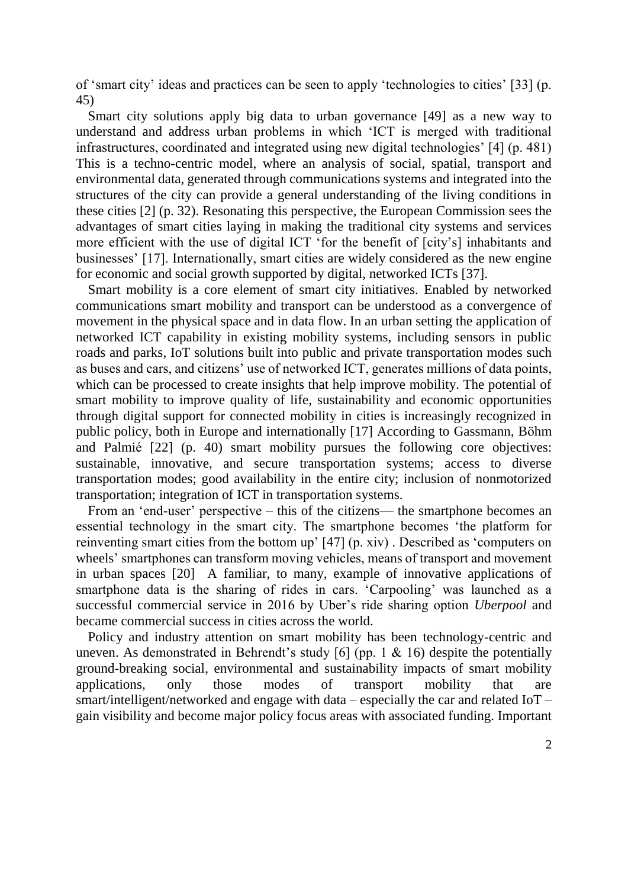of 'smart city' ideas and practices can be seen to apply 'technologies to cities' [33] (p. 45)

Smart city solutions apply big data to urban governance [49] as a new way to understand and address urban problems in which 'ICT is merged with traditional infrastructures, coordinated and integrated using new digital technologies' [4] (p. 481) This is a techno-centric model, where an analysis of social, spatial, transport and environmental data, generated through communications systems and integrated into the structures of the city can provide a general understanding of the living conditions in these cities [2] (p. 32). Resonating this perspective, the European Commission sees the advantages of smart cities laying in making the traditional city systems and services more efficient with the use of digital ICT 'for the benefit of [city's] inhabitants and businesses' [17]. Internationally, smart cities are widely considered as the new engine for economic and social growth supported by digital, networked ICTs [37].

Smart mobility is a core element of smart city initiatives. Enabled by networked communications smart mobility and transport can be understood as a convergence of movement in the physical space and in data flow. In an urban setting the application of networked ICT capability in existing mobility systems, including sensors in public roads and parks, IoT solutions built into public and private transportation modes such as buses and cars, and citizens' use of networked ICT, generates millions of data points, which can be processed to create insights that help improve mobility. The potential of smart mobility to improve quality of life, sustainability and economic opportunities through digital support for connected mobility in cities is increasingly recognized in public policy, both in Europe and internationally [17] According to Gassmann, Böhm and Palmié [22] (p. 40) smart mobility pursues the following core objectives: sustainable, innovative, and secure transportation systems; access to diverse transportation modes; good availability in the entire city; inclusion of nonmotorized transportation; integration of ICT in transportation systems.

From an 'end-user' perspective – this of the citizens— the smartphone becomes an essential technology in the smart city. The smartphone becomes 'the platform for reinventing smart cities from the bottom up' [47] (p. xiv) . Described as 'computers on wheels' smartphones can transform moving vehicles, means of transport and movement in urban spaces [20] A familiar, to many, example of innovative applications of smartphone data is the sharing of rides in cars. 'Carpooling' was launched as a successful commercial service in 2016 by Uber's ride sharing option *Uberpool* and became commercial success in cities across the world.

Policy and industry attention on smart mobility has been technology-centric and uneven. As demonstrated in Behrendt's study [6] (pp. 1 & 16) despite the potentially ground-breaking social, environmental and sustainability impacts of smart mobility applications, only those modes of transport mobility that are smart/intelligent/networked and engage with data – especially the car and related IoT – gain visibility and become major policy focus areas with associated funding. Important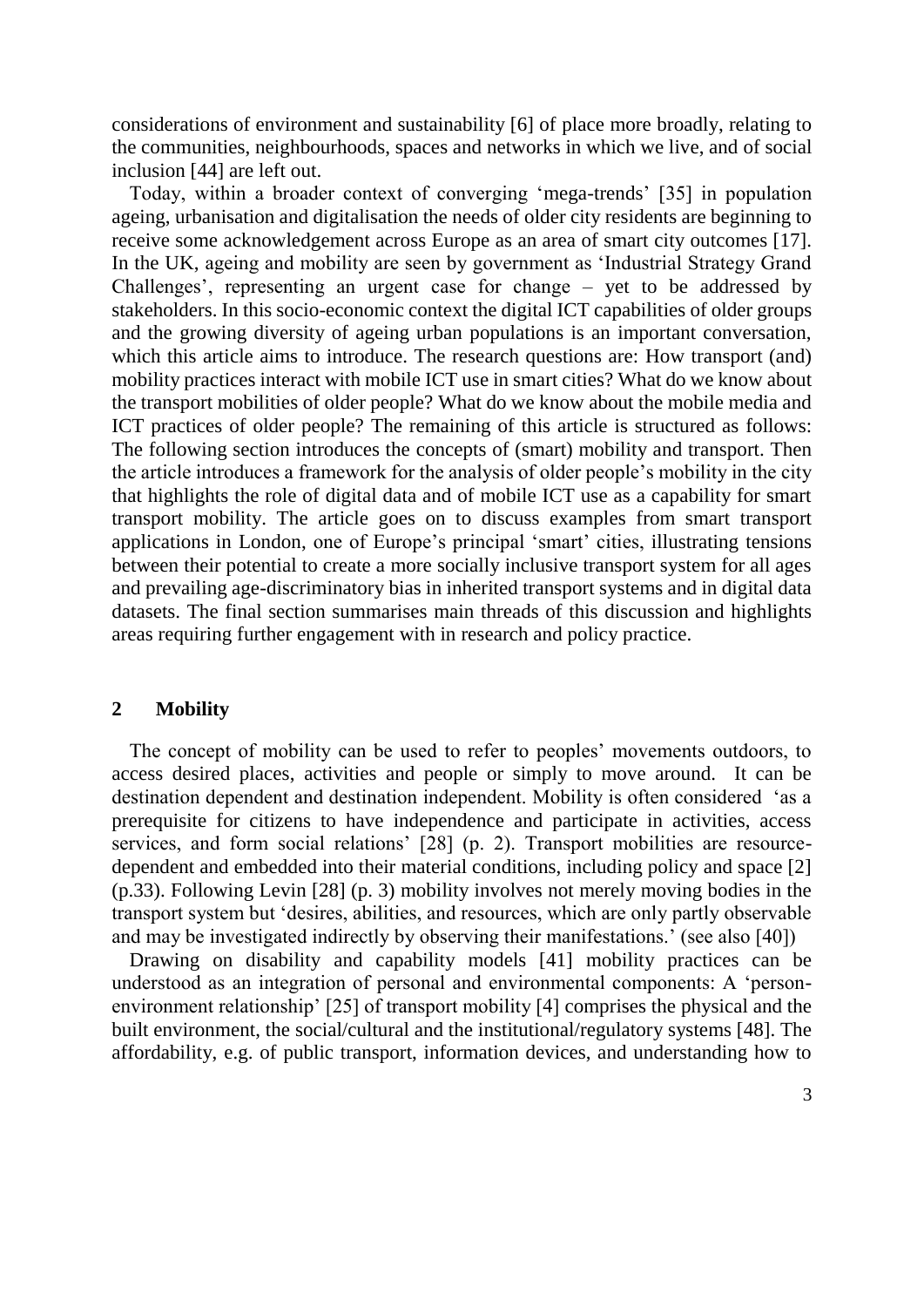considerations of environment and sustainability [6] of place more broadly, relating to the communities, neighbourhoods, spaces and networks in which we live, and of social inclusion [44] are left out.

Today, within a broader context of converging 'mega-trends' [35] in population ageing, urbanisation and digitalisation the needs of older city residents are beginning to receive some acknowledgement across Europe as an area of smart city outcomes [17]. In the UK, ageing and mobility are seen by government as 'Industrial Strategy Grand Challenges', representing an urgent case for change – yet to be addressed by stakeholders. In this socio-economic context the digital ICT capabilities of older groups and the growing diversity of ageing urban populations is an important conversation, which this article aims to introduce. The research questions are: How transport (and) mobility practices interact with mobile ICT use in smart cities? What do we know about the transport mobilities of older people? What do we know about the mobile media and ICT practices of older people? The remaining of this article is structured as follows: The following section introduces the concepts of (smart) mobility and transport. Then the article introduces a framework for the analysis of older people's mobility in the city that highlights the role of digital data and of mobile ICT use as a capability for smart transport mobility. The article goes on to discuss examples from smart transport applications in London, one of Europe's principal 'smart' cities, illustrating tensions between their potential to create a more socially inclusive transport system for all ages and prevailing age-discriminatory bias in inherited transport systems and in digital data datasets. The final section summarises main threads of this discussion and highlights areas requiring further engagement with in research and policy practice.

## 2 Mobility

The concept of mobility can be used to refer to peoples' movements outdoors, to access desired places, activities and people or simply to move around. It can be destination dependent and destination independent. Mobility is often considered 'as a prerequisite for citizens to have independence and participate in activities, access services, and form social relations' [28] (p. 2). Transport mobilities are resource-dependent and embedded into their material conditions, including policy and space [2] (p.33). Following Levin [28] (p. 3) mobility involves not merely moving bodies in the transport system but 'desires, abilities, and resources, which are only partly observable and may be investigated indirectly by observing their manifestations.' (see also [40])

Drawing on disability and capability models [41] mobility practices can be understood as an integration of personal and environmental components: A 'person-environment relationship' [25] of transport mobility [4] comprises the physical and the built environment, the social/cultural and the institutional/regulatory systems [48]. The affordability, e.g. of public transport, information devices, and understanding how to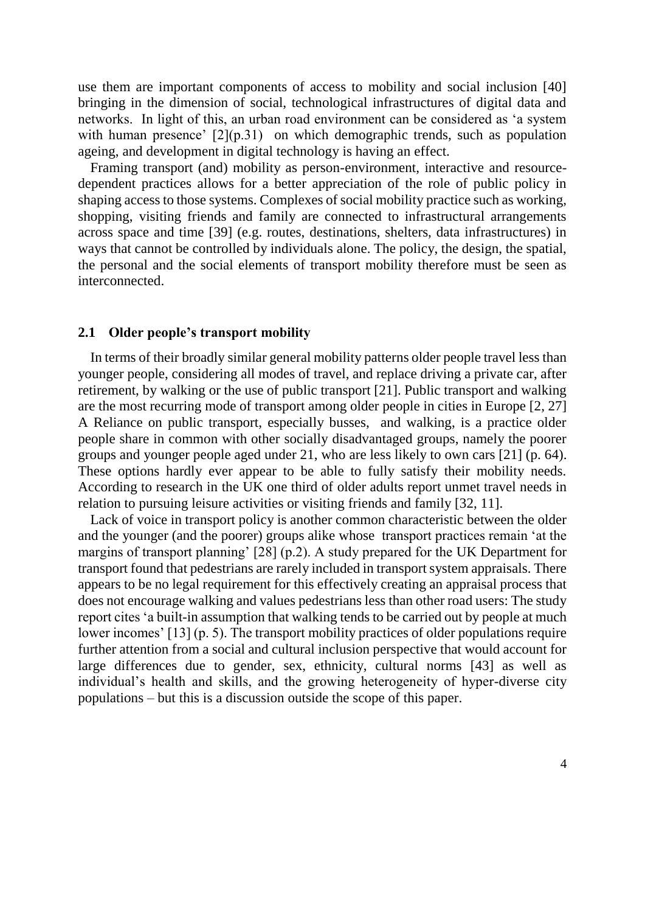use them are important components of access to mobility and social inclusion [40] bringing in the dimension of social, technological infrastructures of digital data and networks. In light of this, an urban road environment can be considered as 'a system with human presence' [2](p.31) on which demographic trends, such as population ageing, and development in digital technology is having an effect.

Framing transport (and) mobility as person-environment, interactive and resource-dependent practices allows for a better appreciation of the role of public policy in shaping access to those systems. Complexes of social mobility practice such as working, shopping, visiting friends and family are connected to infrastructural arrangements across space and time [39] (e.g. routes, destinations, shelters, data infrastructures) in ways that cannot be controlled by individuals alone. The policy, the design, the spatial, the personal and the social elements of transport mobility therefore must be seen as interconnected.

## 2.1 Older people's transport mobility

In terms of their broadly similar general mobility patterns older people travel less than younger people, considering all modes of travel, and replace driving a private car, after retirement, by walking or the use of public transport [21]. Public transport and walking are the most recurring mode of transport among older people in cities in Europe [2, 27] A Reliance on public transport, especially busses, and walking, is a practice older people share in common with other socially disadvantaged groups, namely the poorer groups and younger people aged under 21, who are less likely to own cars [21] (p. 64). These options hardly ever appear to be able to fully satisfy their mobility needs. According to research in the UK one third of older adults report unmet travel needs in relation to pursuing leisure activities or visiting friends and family [32, 11].

Lack of voice in transport policy is another common characteristic between the older and the younger (and the poorer) groups alike whose transport practices remain 'at the margins of transport planning' [28] (p.2). A study prepared for the UK Department for transport found that pedestrians are rarely included in transport system appraisals. There appears to be no legal requirement for this effectively creating an appraisal process that does not encourage walking and values pedestrians less than other road users: The study report cites 'a built-in assumption that walking tends to be carried out by people at much lower incomes' [13] (p. 5). The transport mobility practices of older populations require further attention from a social and cultural inclusion perspective that would account for large differences due to gender, sex, ethnicity, cultural norms [43] as well as individual's health and skills, and the growing heterogeneity of hyper-diverse city populations – but this is a discussion outside the scope of this paper.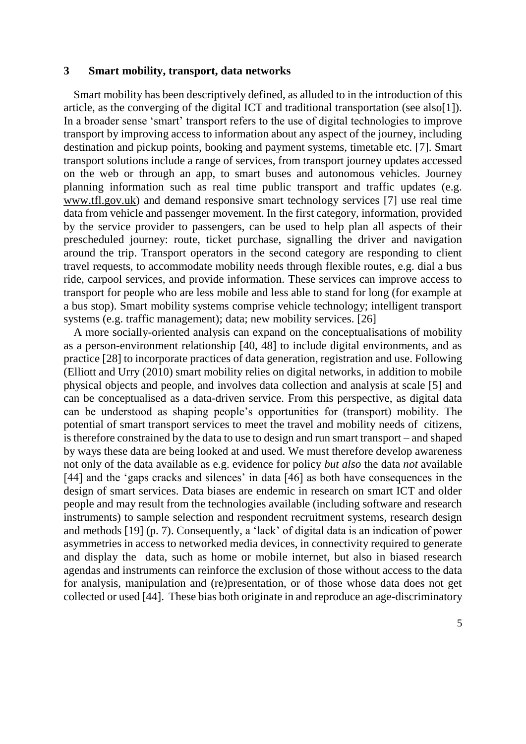## 3 Smart mobility, transport, data networks

Smart mobility has been descriptively defined, as alluded to in the introduction of this article, as the converging of the digital ICT and traditional transportation (see also[1]). In a broader sense 'smart' transport refers to the use of digital technologies to improve transport by improving access to information about any aspect of the journey, including destination and pickup points, booking and payment systems, timetable etc. [7]. Smart transport solutions include a range of services, from transport journey updates accessed on the web or through an app, to smart buses and autonomous vehicles. Journey planning information such as real time public transport and traffic updates (e.g. www.tfl.gov.uk) and demand responsive smart technology services [7] use real time data from vehicle and passenger movement. In the first category, information, provided by the service provider to passengers, can be used to help plan all aspects of their prescheduled journey: route, ticket purchase, signalling the driver and navigation around the trip. Transport operators in the second category are responding to client travel requests, to accommodate mobility needs through flexible routes, e.g. dial a bus ride, carpool services, and provide information. These services can improve access to transport for people who are less mobile and less able to stand for long (for example at a bus stop). Smart mobility systems comprise vehicle technology; intelligent transport systems (e.g. traffic management); data; new mobility services. [26]

A more socially-oriented analysis can expand on the conceptualisations of mobility as a person-environment relationship [40, 48] to include digital environments, and as practice [28] to incorporate practices of data generation, registration and use. Following (Elliott and Urry (2010) smart mobility relies on digital networks, in addition to mobile physical objects and people, and involves data collection and analysis at scale [5] and can be conceptualised as a data-driven service. From this perspective, as digital data can be understood as shaping people's opportunities for (transport) mobility. The potential of smart transport services to meet the travel and mobility needs of citizens, is therefore constrained by the data to use to design and run smart transport – and shaped by ways these data are being looked at and used. We must therefore develop awareness not only of the data available as e.g. evidence for policy *but also* the data *not* available [44] and the 'gaps cracks and silences' in data [46] as both have consequences in the design of smart services. Data biases are endemic in research on smart ICT and older people and may result from the technologies available (including software and research instruments) to sample selection and respondent recruitment systems, research design and methods [19] (p. 7). Consequently, a 'lack' of digital data is an indication of power asymmetries in access to networked media devices, in connectivity required to generate and display the data, such as home or mobile internet, but also in biased research agendas and instruments can reinforce the exclusion of those without access to the data for analysis, manipulation and (re)presentation, or of those whose data does not get collected or used [44]. These bias both originate in and reproduce an age-discriminatory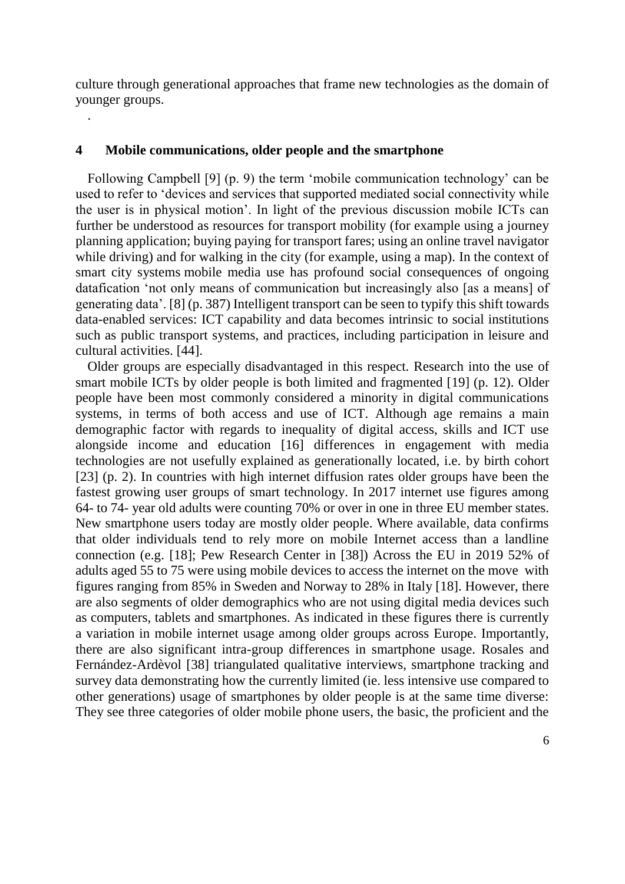culture through generational approaches that frame new technologies as the domain of younger groups.

.

## 4 Mobile communications, older people and the smartphone

Following Campbell [9] (p. 9) the term 'mobile communication technology' can be used to refer to 'devices and services that supported mediated social connectivity while the user is in physical motion'. In light of the previous discussion mobile ICTs can further be understood as resources for transport mobility (for example using a journey planning application; buying paying for transport fares; using an online travel navigator while driving) and for walking in the city (for example, using a map). In the context of smart city systems mobile media use has profound social consequences of ongoing datafication 'not only means of communication but increasingly also [as a means] of generating data'. [8] (p. 387) Intelligent transport can be seen to typify this shift towards data-enabled services: ICT capability and data becomes intrinsic to social institutions such as public transport systems, and practices, including participation in leisure and cultural activities. [44].

Older groups are especially disadvantaged in this respect. Research into the use of smart mobile ICTs by older people is both limited and fragmented [19] (p. 12). Older people have been most commonly considered a minority in digital communications systems, in terms of both access and use of ICT. Although age remains a main demographic factor with regards to inequality of digital access, skills and ICT use alongside income and education [16] differences in engagement with media technologies are not usefully explained as generationally located, i.e. by birth cohort [23] (p. 2). In countries with high internet diffusion rates older groups have been the fastest growing user groups of smart technology. In 2017 internet use figures among 64- to 74- year old adults were counting 70% or over in one in three EU member states. New smartphone users today are mostly older people. Where available, data confirms that older individuals tend to rely more on mobile Internet access than a landline connection (e.g. [18]; Pew Research Center in [38]) Across the EU in 2019 52% of adults aged 55 to 75 were using mobile devices to access the internet on the move with figures ranging from 85% in Sweden and Norway to 28% in Italy [18]. However, there are also segments of older demographics who are not using digital media devices such as computers, tablets and smartphones. As indicated in these figures there is currently a variation in mobile internet usage among older groups across Europe. Importantly, there are also significant intra-group differences in smartphone usage. Rosales and Fernández-Ardèvol [38] triangulated qualitative interviews, smartphone tracking and survey data demonstrating how the currently limited (ie. less intensive use compared to other generations) usage of smartphones by older people is at the same time diverse: They see three categories of older mobile phone users, the basic, the proficient and the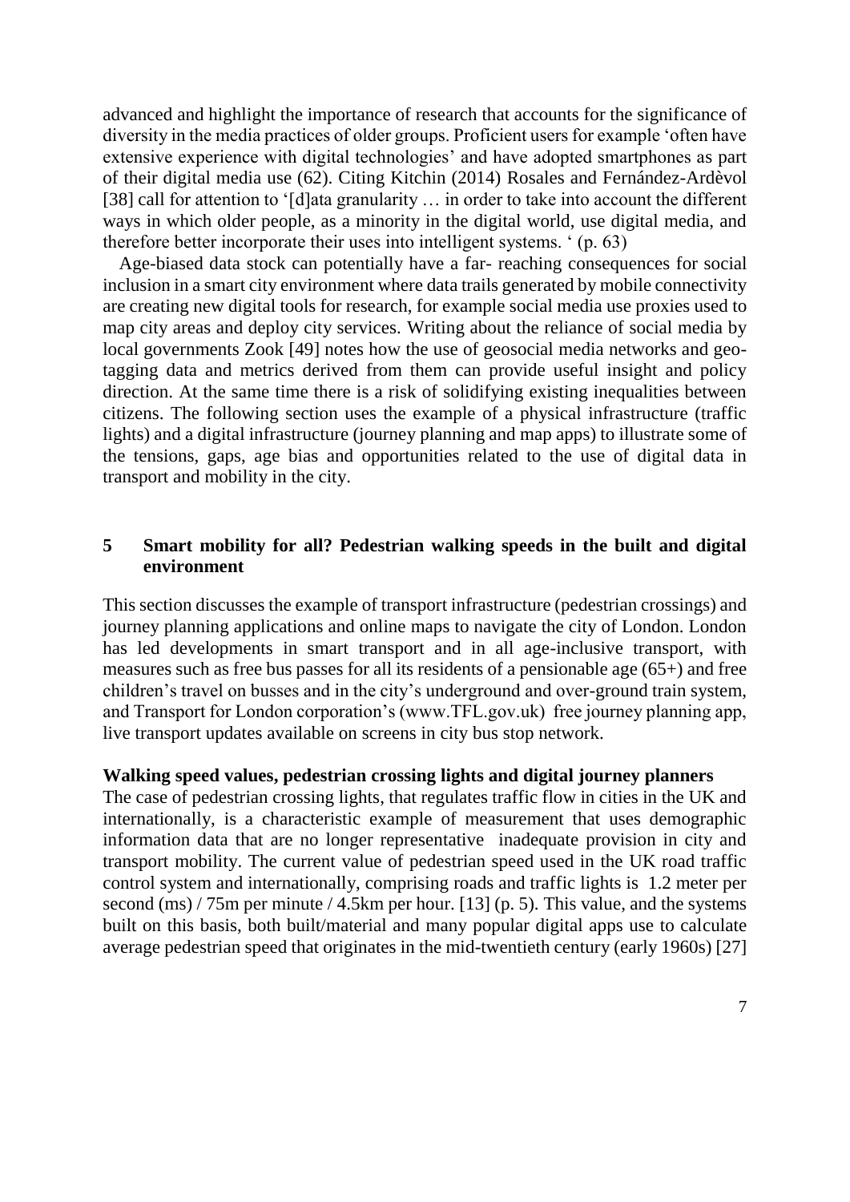advanced and highlight the importance of research that accounts for the significance of diversity in the media practices of older groups. Proficient users for example 'often have extensive experience with digital technologies' and have adopted smartphones as part of their digital media use (62). Citing Kitchin (2014) Rosales and Fernández-Ardèvol [38] call for attention to '[d]ata granularity … in order to take into account the different ways in which older people, as a minority in the digital world, use digital media, and therefore better incorporate their uses into intelligent systems. ' (p. 63)

Age-biased data stock can potentially have a far- reaching consequences for social inclusion in a smart city environment where data trails generated by mobile connectivity are creating new digital tools for research, for example social media use proxies used to map city areas and deploy city services. Writing about the reliance of social media by local governments Zook [49] notes how the use of geosocial media networks and geo-tagging data and metrics derived from them can provide useful insight and policy direction. At the same time there is a risk of solidifying existing inequalities between citizens. The following section uses the example of a physical infrastructure (traffic lights) and a digital infrastructure (journey planning and map apps) to illustrate some of the tensions, gaps, age bias and opportunities related to the use of digital data in transport and mobility in the city.

## 5 Smart mobility for all? Pedestrian walking speeds in the built and digital environment

This section discusses the example of transport infrastructure (pedestrian crossings) and journey planning applications and online maps to navigate the city of London. London has led developments in smart transport and in all age-inclusive transport, with measures such as free bus passes for all its residents of a pensionable age (65+) and free children's travel on busses and in the city's underground and over-ground train system, and Transport for London corporation's (www.TFL.gov.uk) free journey planning app, live transport updates available on screens in city bus stop network.

**Walking speed values, pedestrian crossing lights and digital journey planners**

The case of pedestrian crossing lights, that regulates traffic flow in cities in the UK and internationally, is a characteristic example of measurement that uses demographic information data that are no longer representative inadequate provision in city and transport mobility. The current value of pedestrian speed used in the UK road traffic control system and internationally, comprising roads and traffic lights is 1.2 meter per second (ms) / 75m per minute / 4.5km per hour. [13] (p. 5). This value, and the systems built on this basis, both built/material and many popular digital apps use to calculate average pedestrian speed that originates in the mid-twentieth century (early 1960s) [27]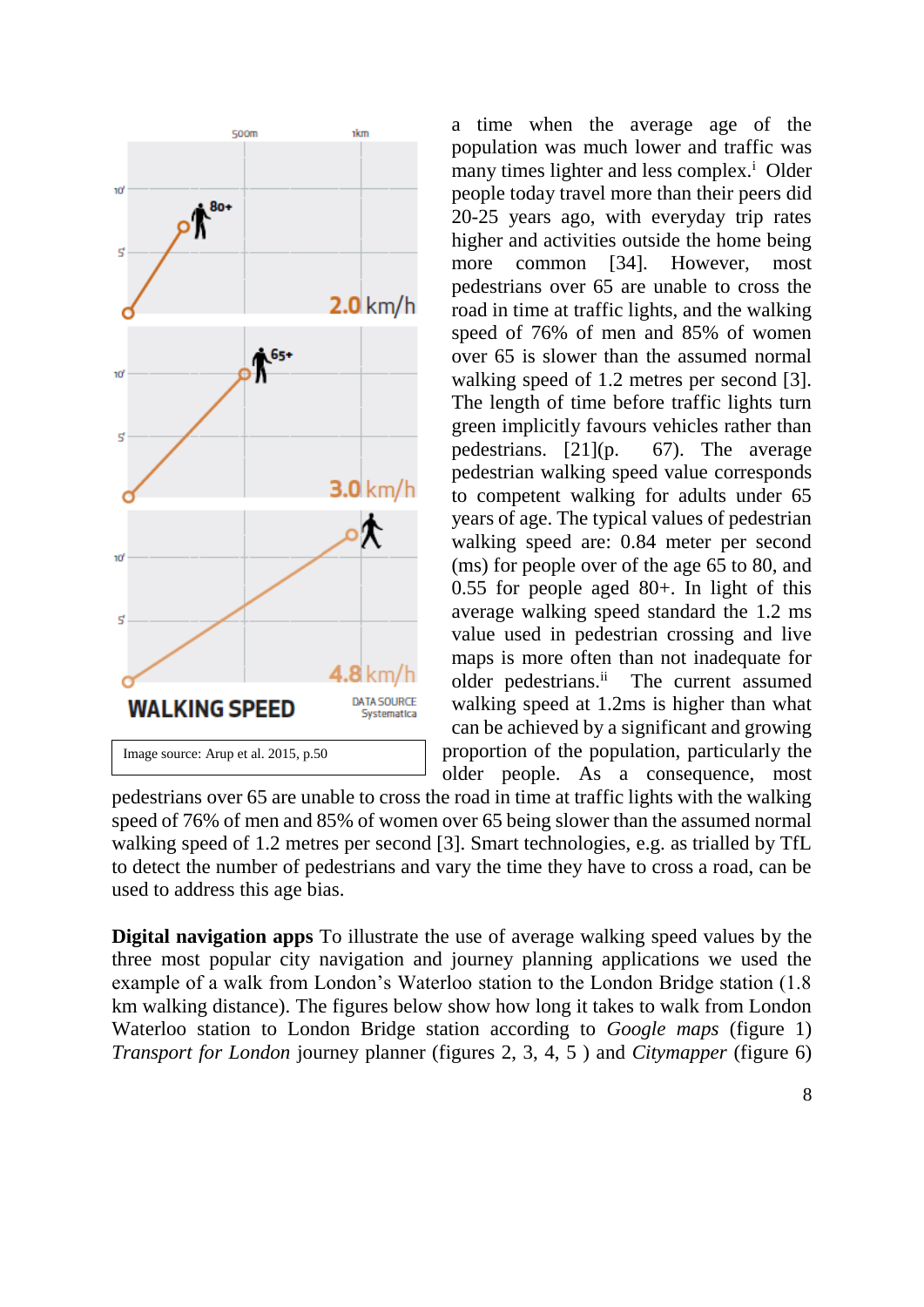a time when the average age of the population was much lower and traffic was many times lighter and less complex.[i] Older people today travel more than their peers did 20-25 years ago, with everyday trip rates higher and activities outside the home being more common [34]. However, most pedestrians over 65 are unable to cross the road in time at traffic lights, and the walking speed of 76% of men and 85% of women over 65 is slower than the assumed normal walking speed of 1.2 metres per second [3]. The length of time before traffic lights turn green implicitly favours vehicles rather than pedestrians. [21](p. 67). The average pedestrian walking speed value corresponds to competent walking for adults under 65 years of age. The typical values of pedestrian walking speed are: 0.84 meter per second (ms) for people over of the age 65 to 80, and 0.55 for people aged 80+. In light of this average walking speed standard the 1.2 ms value used in pedestrian crossing and live maps is more often than not inadequate for older pedestrians.[ii] The current assumed walking speed at 1.2ms is higher than what can be achieved by a significant and growing proportion of the population, particularly the older people. As a consequence, most pedestrians over 65 are unable to cross the road in time at traffic lights with the walking speed of 76% of men and 85% of women over 65 being slower than the assumed normal walking speed of 1.2 metres per second [3]. Smart technologies, e.g. as trialled by TfL to detect the number of pedestrians and vary the time they have to cross a road, can be used to address this age bias.

Image source: Arup et al. 2015, p.50

**Digital navigation apps** To illustrate the use of average walking speed values by the three most popular city navigation and journey planning applications we used the example of a walk from London's Waterloo station to the London Bridge station (1.8 km walking distance). The figures below show how long it takes to walk from London Waterloo station to London Bridge station according to *Google maps* (figure 1) *Transport for London* journey planner (figures 2, 3, 4, 5 ) and *Citymapper* (figure 6)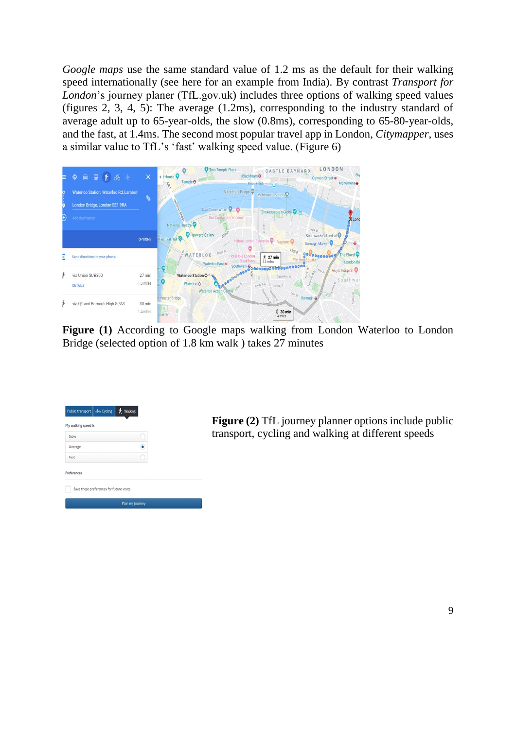*Google maps* use the same standard value of 1.2 ms as the default for their walking speed internationally (see here for an example from India). By contrast *Transport for London*'s journey planer (TfL.gov.uk) includes three options of walking speed values (figures 2, 3, 4, 5): The average (1.2ms), corresponding to the industry standard of average adult up to 65-year-olds, the slow (0.8ms), corresponding to 65-80-year-olds, and the fast, at 1.4ms. The second most popular travel app in London, *Citymapper*, uses a similar value to TfL's 'fast' walking speed value. (Figure 6)

**Figure (1)** According to Google maps walking from London Waterloo to London Bridge (selected option of 1.8 km walk ) takes 27 minutes

**Figure (2)** TfL journey planner options include public transport, cycling and walking at different speeds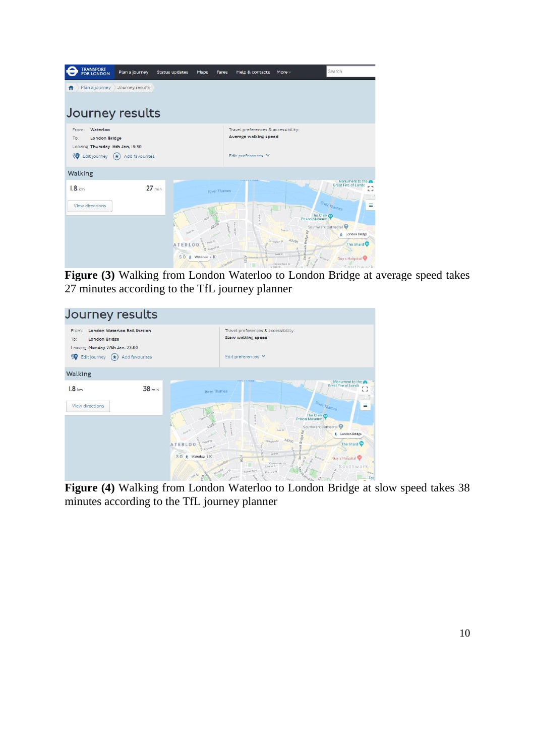**Figure (3)** Walking from London Waterloo to London Bridge at average speed takes 27 minutes according to the TfL journey planner

**Figure (4)** Walking from London Waterloo to London Bridge at slow speed takes 38 minutes according to the TfL journey planner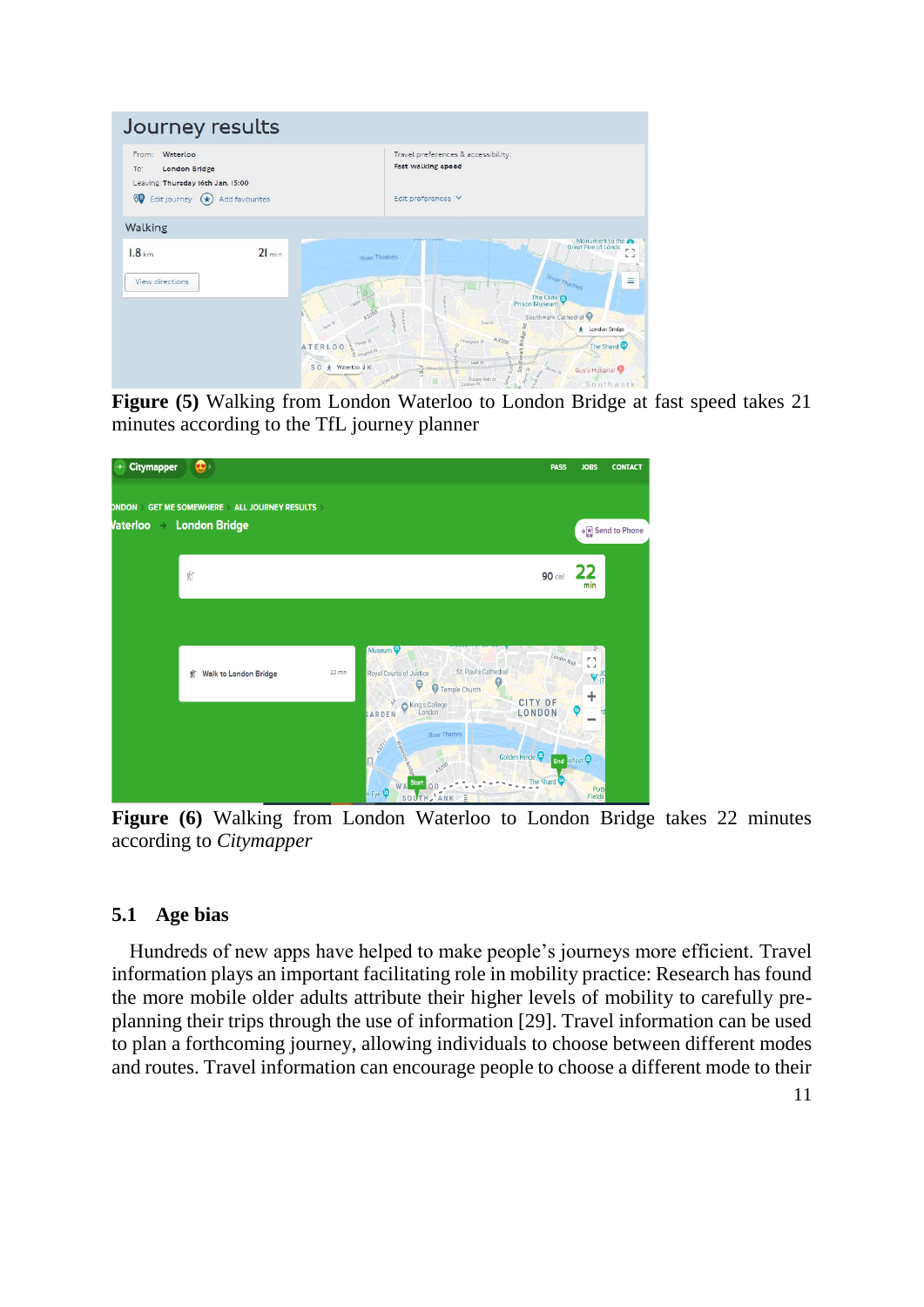**Figure (5)** Walking from London Waterloo to London Bridge at fast speed takes 21 minutes according to the TfL journey planner

**Figure (6)** Walking from London Waterloo to London Bridge takes 22 minutes according to *Citymapper*

### 5.1 Age bias

Hundreds of new apps have helped to make people's journeys more efficient. Travel information plays an important facilitating role in mobility practice: Research has found the more mobile older adults attribute their higher levels of mobility to carefully pre-planning their trips through the use of information [29]. Travel information can be used to plan a forthcoming journey, allowing individuals to choose between different modes and routes. Travel information can encourage people to choose a different mode to their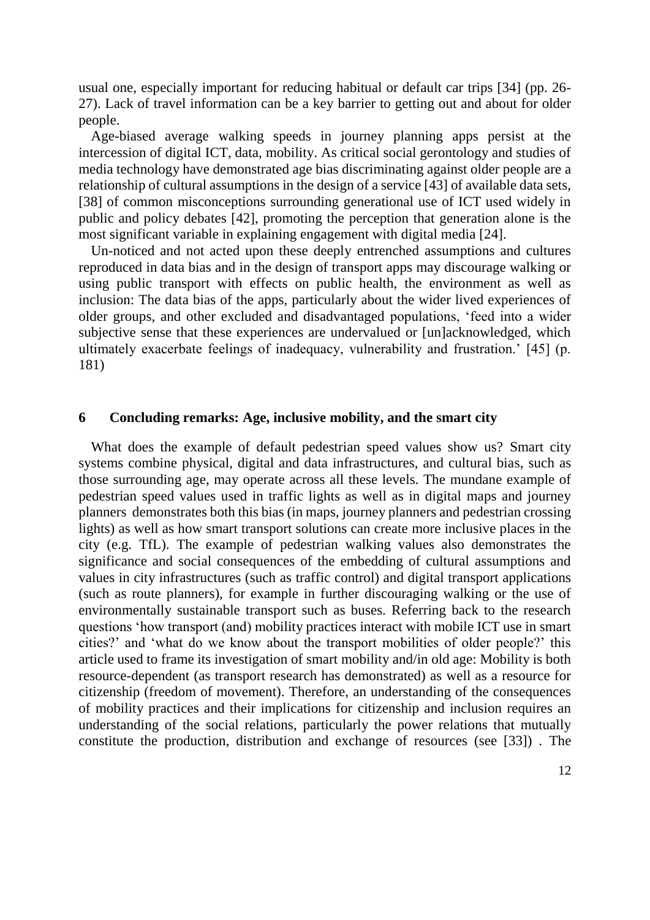usual one, especially important for reducing habitual or default car trips [34] (pp. 26-27). Lack of travel information can be a key barrier to getting out and about for older people.

Age-biased average walking speeds in journey planning apps persist at the intercession of digital ICT, data, mobility. As critical social gerontology and studies of media technology have demonstrated age bias discriminating against older people are a relationship of cultural assumptions in the design of a service [43] of available data sets, [38] of common misconceptions surrounding generational use of ICT used widely in public and policy debates [42], promoting the perception that generation alone is the most significant variable in explaining engagement with digital media [24].

Un-noticed and not acted upon these deeply entrenched assumptions and cultures reproduced in data bias and in the design of transport apps may discourage walking or using public transport with effects on public health, the environment as well as inclusion: The data bias of the apps, particularly about the wider lived experiences of older groups, and other excluded and disadvantaged populations, 'feed into a wider subjective sense that these experiences are undervalued or [un]acknowledged, which ultimately exacerbate feelings of inadequacy, vulnerability and frustration.' [45] (p. 181)

## 6 Concluding remarks: Age, inclusive mobility, and the smart city

What does the example of default pedestrian speed values show us? Smart city systems combine physical, digital and data infrastructures, and cultural bias, such as those surrounding age, may operate across all these levels. The mundane example of pedestrian speed values used in traffic lights as well as in digital maps and journey planners demonstrates both this bias (in maps, journey planners and pedestrian crossing lights) as well as how smart transport solutions can create more inclusive places in the city (e.g. TfL). The example of pedestrian walking values also demonstrates the significance and social consequences of the embedding of cultural assumptions and values in city infrastructures (such as traffic control) and digital transport applications (such as route planners), for example in further discouraging walking or the use of environmentally sustainable transport such as buses. Referring back to the research questions 'how transport (and) mobility practices interact with mobile ICT use in smart cities?' and 'what do we know about the transport mobilities of older people?' this article used to frame its investigation of smart mobility and/in old age: Mobility is both resource-dependent (as transport research has demonstrated) as well as a resource for citizenship (freedom of movement). Therefore, an understanding of the consequences of mobility practices and their implications for citizenship and inclusion requires an understanding of the social relations, particularly the power relations that mutually constitute the production, distribution and exchange of resources (see [33]) . The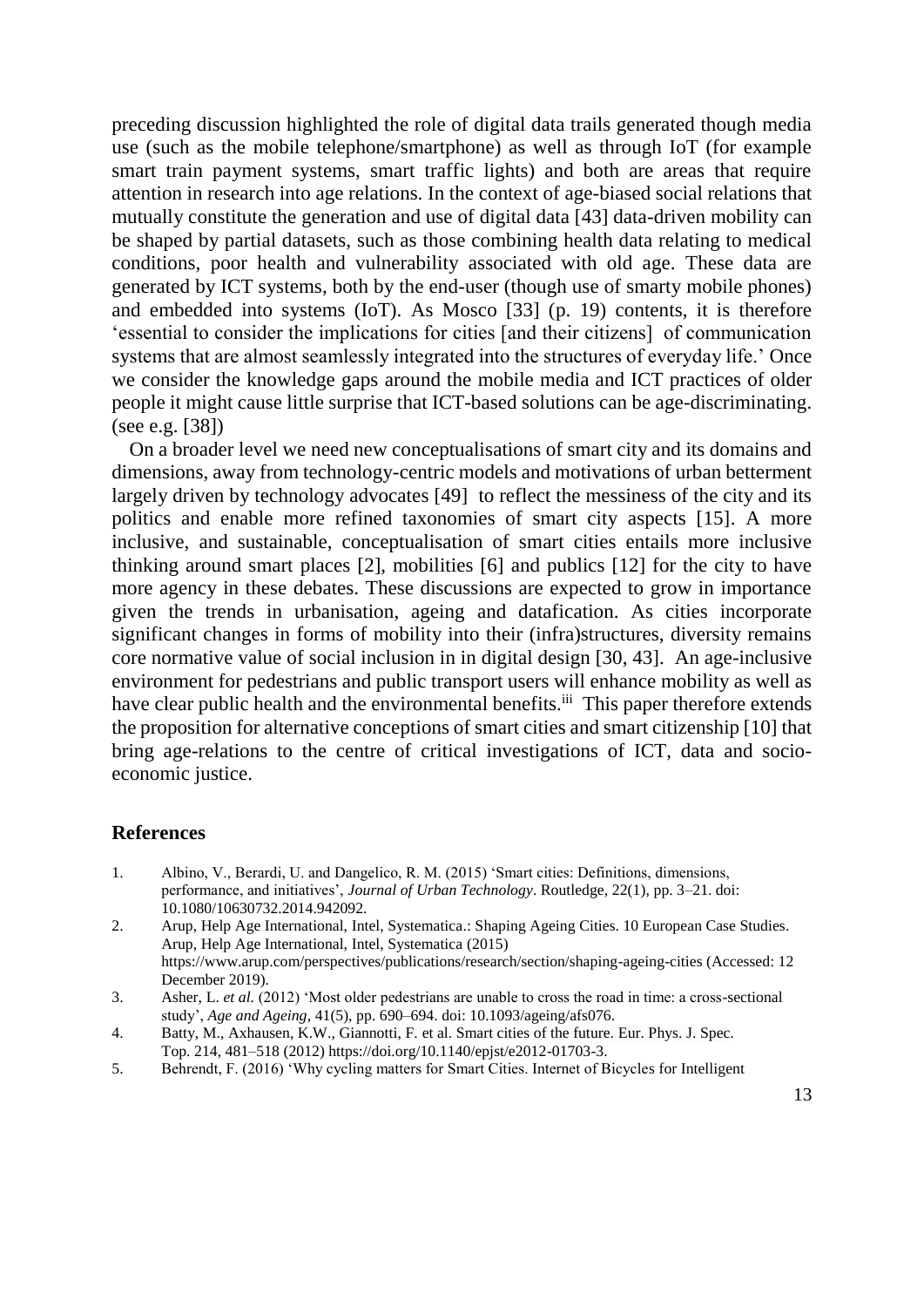preceding discussion highlighted the role of digital data trails generated though media use (such as the mobile telephone/smartphone) as well as through IoT (for example smart train payment systems, smart traffic lights) and both are areas that require attention in research into age relations. In the context of age-biased social relations that mutually constitute the generation and use of digital data [43] data-driven mobility can be shaped by partial datasets, such as those combining health data relating to medical conditions, poor health and vulnerability associated with old age. These data are generated by ICT systems, both by the end-user (though use of smarty mobile phones) and embedded into systems (IoT). As Mosco [33] (p. 19) contents, it is therefore 'essential to consider the implications for cities [and their citizens] of communication systems that are almost seamlessly integrated into the structures of everyday life.' Once we consider the knowledge gaps around the mobile media and ICT practices of older people it might cause little surprise that ICT-based solutions can be age-discriminating. (see e.g. [38])

On a broader level we need new conceptualisations of smart city and its domains and dimensions, away from technology-centric models and motivations of urban betterment largely driven by technology advocates [49] to reflect the messiness of the city and its politics and enable more refined taxonomies of smart city aspects [15]. A more inclusive, and sustainable, conceptualisation of smart cities entails more inclusive thinking around smart places [2], mobilities [6] and publics [12] for the city to have more agency in these debates. These discussions are expected to grow in importance given the trends in urbanisation, ageing and datafication. As cities incorporate significant changes in forms of mobility into their (infra)structures, diversity remains core normative value of social inclusion in in digital design [30, 43]. An age-inclusive environment for pedestrians and public transport users will enhance mobility as well as have clear public health and the environmental benefits.[iii] This paper therefore extends the proposition for alternative conceptions of smart cities and smart citizenship [10] that bring age-relations to the centre of critical investigations of ICT, data and socio-economic justice.

## References

1. Albino, V., Berardi, U. and Dangelico, R. M. (2015) 'Smart cities: Definitions, dimensions, performance, and initiatives', *Journal of Urban Technology*. Routledge, 22(1), pp. 3–21. doi: 10.1080/10630732.2014.942092.
2. Arup, Help Age International, Intel, Systematica.: Shaping Ageing Cities. 10 European Case Studies. Arup, Help Age International, Intel, Systematica (2015) https://www.arup.com/perspectives/publications/research/section/shaping-ageing-cities (Accessed: 12 December 2019).
3. Asher, L. *et al.* (2012) 'Most older pedestrians are unable to cross the road in time: a cross-sectional study', *Age and Ageing*, 41(5), pp. 690–694. doi: 10.1093/ageing/afs076.
4. Batty, M., Axhausen, K.W., Giannotti, F. et al. Smart cities of the future. Eur. Phys. J. Spec. Top. 214, 481–518 (2012) https://doi.org/10.1140/epjst/e2012-01703-3.
5. Behrendt, F. (2016) 'Why cycling matters for Smart Cities. Internet of Bicycles for Intelligent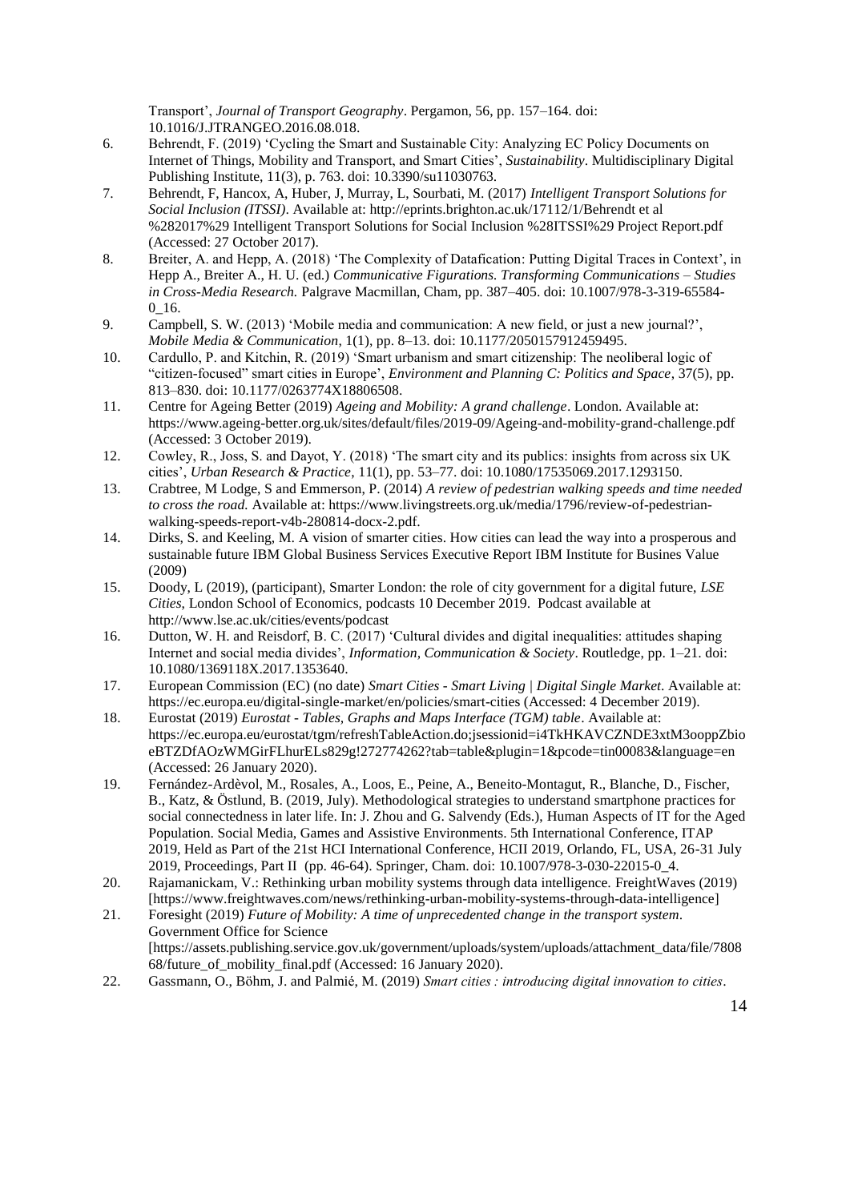Transport', *Journal of Transport Geography*. Pergamon, 56, pp. 157–164. doi: 10.1016/J.JTRANGEO.2016.08.018.

6. Behrendt, F. (2019) 'Cycling the Smart and Sustainable City: Analyzing EC Policy Documents on Internet of Things, Mobility and Transport, and Smart Cities', *Sustainability*. Multidisciplinary Digital Publishing Institute, 11(3), p. 763. doi: 10.3390/su11030763.
7. Behrendt, F, Hancox, A, Huber, J, Murray, L, Sourbati, M. (2017) *Intelligent Transport Solutions for Social Inclusion (ITSSI)*. Available at: http://eprints.brighton.ac.uk/17112/1/Behrendt et al %282017%29 Intelligent Transport Solutions for Social Inclusion %28ITSSI%29 Project Report.pdf (Accessed: 27 October 2017).
8. Breiter, A. and Hepp, A. (2018) 'The Complexity of Datafication: Putting Digital Traces in Context', in Hepp A., Breiter A., H. U. (ed.) *Communicative Figurations. Transforming Communications – Studies in Cross-Media Research.* Palgrave Macmillan, Cham, pp. 387–405. doi: 10.1007/978-3-319-65584-0_16.
9. Campbell, S. W. (2013) 'Mobile media and communication: A new field, or just a new journal?', *Mobile Media & Communication*, 1(1), pp. 8–13. doi: 10.1177/2050157912459495.
10. Cardullo, P. and Kitchin, R. (2019) 'Smart urbanism and smart citizenship: The neoliberal logic of "citizen-focused" smart cities in Europe', *Environment and Planning C: Politics and Space*, 37(5), pp. 813–830. doi: 10.1177/0263774X18806508.
11. Centre for Ageing Better (2019) *Ageing and Mobility: A grand challenge*. London. Available at: https://www.ageing-better.org.uk/sites/default/files/2019-09/Ageing-and-mobility-grand-challenge.pdf (Accessed: 3 October 2019).
12. Cowley, R., Joss, S. and Dayot, Y. (2018) 'The smart city and its publics: insights from across six UK cities', *Urban Research & Practice*, 11(1), pp. 53–77. doi: 10.1080/17535069.2017.1293150.
13. Crabtree, M Lodge, S and Emmerson, P. (2014) *A review of pedestrian walking speeds and time needed to cross the road.* Available at: https://www.livingstreets.org.uk/media/1796/review-of-pedestrian-walking-speeds-report-v4b-280814-docx-2.pdf.
14. Dirks, S. and Keeling, M. A vision of smarter cities. How cities can lead the way into a prosperous and sustainable future IBM Global Business Services Executive Report IBM Institute for Busines Value (2009)
15. Doody, L (2019), (participant), Smarter London: the role of city government for a digital future, *LSE Cities*, London School of Economics, podcasts 10 December 2019. Podcast available at http://www.lse.ac.uk/cities/events/podcast
16. Dutton, W. H. and Reisdorf, B. C. (2017) 'Cultural divides and digital inequalities: attitudes shaping Internet and social media divides', *Information, Communication & Society*. Routledge, pp. 1–21. doi: 10.1080/1369118X.2017.1353640.
17. European Commission (EC) (no date) *Smart Cities - Smart Living | Digital Single Market*. Available at: https://ec.europa.eu/digital-single-market/en/policies/smart-cities (Accessed: 4 December 2019).
18. Eurostat (2019) *Eurostat - Tables, Graphs and Maps Interface (TGM) table*. Available at: https://ec.europa.eu/eurostat/tgm/refreshTableAction.do;jsessionid=i4TkHKAVCZNDE3xtM3ooppZbioeBTZDfAOzWMGirFLhurELs829g!272774262?tab=table&plugin=1&pcode=tin00083&language=en (Accessed: 26 January 2020).
19. Fernández-Ardèvol, M., Rosales, A., Loos, E., Peine, A., Beneito-Montagut, R., Blanche, D., Fischer, B., Katz, & Östlund, B. (2019, July). Methodological strategies to understand smartphone practices for social connectedness in later life. In: J. Zhou and G. Salvendy (Eds.), Human Aspects of IT for the Aged Population. Social Media, Games and Assistive Environments. 5th International Conference, ITAP 2019, Held as Part of the 21st HCI International Conference, HCII 2019, Orlando, FL, USA, 26-31 July 2019, Proceedings, Part II (pp. 46-64). Springer, Cham. doi: 10.1007/978-3-030-22015-0_4.
20. Rajamanickam, V.: Rethinking urban mobility systems through data intelligence. FreightWaves (2019) [https://www.freightwaves.com/news/rethinking-urban-mobility-systems-through-data-intelligence]
21. Foresight (2019) *Future of Mobility: A time of unprecedented change in the transport system*. Government Office for Science [https://assets.publishing.service.gov.uk/government/uploads/system/uploads/attachment_data/file/780868/future_of_mobility_final.pdf (Accessed: 16 January 2020).
22. Gassmann, O., Böhm, J. and Palmié, M. (2019) *Smart cities : introducing digital innovation to cities*.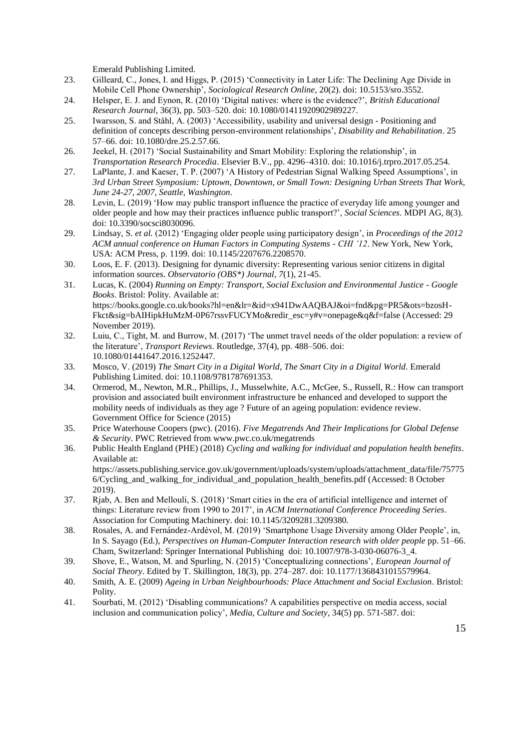Emerald Publishing Limited.

23. Gilleard, C., Jones, I. and Higgs, P. (2015) 'Connectivity in Later Life: The Declining Age Divide in Mobile Cell Phone Ownership', *Sociological Research Online*, 20(2). doi: 10.5153/sro.3552.
24. Helsper, E. J. and Eynon, R. (2010) 'Digital natives: where is the evidence?', *British Educational Research Journal*, 36(3), pp. 503–520. doi: 10.1080/01411920902989227.
25. Iwarsson, S. and Ståhl, A. (2003) 'Accessibility, usability and universal design - Positioning and definition of concepts describing person-environment relationships', *Disability and Rehabilitation*. 25 57–66. doi: 10.1080/dre.25.2.57.66.
26. Jeekel, H. (2017) 'Social Sustainability and Smart Mobility: Exploring the relationship', in *Transportation Research Procedia*. Elsevier B.V., pp. 4296–4310. doi: 10.1016/j.trpro.2017.05.254.
27. LaPlante, J. and Kaeser, T. P. (2007) 'A History of Pedestrian Signal Walking Speed Assumptions', in *3rd Urban Street Symposium: Uptown, Downtown, or Small Town: Designing Urban Streets That Work, June 24-27, 2007, Seattle, Washington*.
28. Levin, L. (2019) 'How may public transport influence the practice of everyday life among younger and older people and how may their practices influence public transport?', *Social Sciences*. MDPI AG, 8(3). doi: 10.3390/socsci8030096.
29. Lindsay, S. *et al.* (2012) 'Engaging older people using participatory design', in *Proceedings of the 2012 ACM annual conference on Human Factors in Computing Systems - CHI '12*. New York, New York, USA: ACM Press, p. 1199. doi: 10.1145/2207676.2208570.
30. Loos, E. F. (2013). Designing for dynamic diversity: Representing various senior citizens in digital information sources. *Observatorio (OBS\*) Journal*, *7*(1), 21-45.
31. Lucas, K. (2004) *Running on Empty: Transport, Social Exclusion and Environmental Justice - Google Books*. Bristol: Polity. Available at: https://books.google.co.uk/books?hl=en&lr=&id=x941DwAAQBAJ&oi=fnd&pg=PR5&ots=bzosH-Fkct&sig=bAIHipkHuMzM-0P67rssvFUCYMo&redir_esc=y#v=onepage&q&f=false (Accessed: 29 November 2019).
32. Luiu, C., Tight, M. and Burrow, M. (2017) 'The unmet travel needs of the older population: a review of the literature', *Transport Reviews*. Routledge, 37(4), pp. 488–506. doi: 10.1080/01441647.2016.1252447.
33. Mosco, V. (2019) *The Smart City in a Digital World*, *The Smart City in a Digital World*. Emerald Publishing Limited. doi: 10.1108/9781787691353.
34. Ormerod, M., Newton, M.R., Phillips, J., Musselwhite, A.C., McGee, S., Russell, R.: How can transport provision and associated built environment infrastructure be enhanced and developed to support the mobility needs of individuals as they age ? Future of an ageing population: evidence review. Government Office for Science (2015)
35. Price Waterhouse Coopers (pwc). (2016). *Five Megatrends And Their Implications for Global Defense & Security*. PWC Retrieved from www.pwc.co.uk/megatrends
36. Public Health England (PHE) (2018) *Cycling and walking for individual and population health benefits*. Available at: https://assets.publishing.service.gov.uk/government/uploads/system/uploads/attachment_data/file/757756/Cycling_and_walking_for_individual_and_population_health_benefits.pdf (Accessed: 8 October 2019).
37. Rjab, A. Ben and Mellouli, S. (2018) 'Smart cities in the era of artificial intelligence and internet of things: Literature review from 1990 to 2017', in *ACM International Conference Proceeding Series*. Association for Computing Machinery. doi: 10.1145/3209281.3209380.
38. Rosales, A. and Fernández-Ardèvol, M. (2019) 'Smartphone Usage Diversity among Older People', in, In S. Sayago (Ed.), *Perspectives on Human-Computer Interaction research with older people* pp. 51–66. Cham, Switzerland: Springer International Publishing doi: 10.1007/978-3-030-06076-3_4.
39. Shove, E., Watson, M. and Spurling, N. (2015) 'Conceptualizing connections', *European Journal of Social Theory*. Edited by T. Skillington, 18(3), pp. 274–287. doi: 10.1177/1368431015579964.
40. Smith, A. E. (2009) *Ageing in Urban Neighbourhoods: Place Attachment and Social Exclusion*. Bristol: Polity.
41. Sourbati, M. (2012) 'Disabling communications? A capabilities perspective on media access, social inclusion and communication policy', *Media, Culture and Society*, 34(5) pp. 571-587. doi: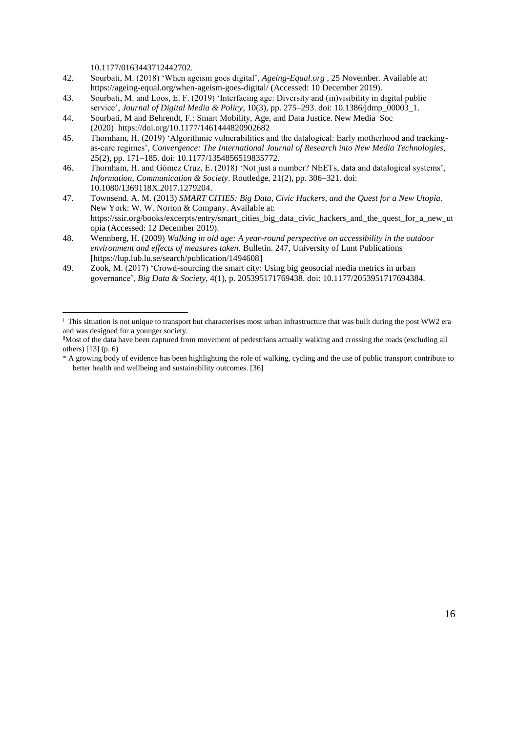10.1177/0163443712442702.

42. Sourbati, M. (2018) 'When ageism goes digital', *Ageing-Equal.org* , 25 November. Available at: https://ageing-equal.org/when-ageism-goes-digital/ (Accessed: 10 December 2019).
43. Sourbati, M. and Loos, E. F. (2019) 'Interfacing age: Diversity and (in)visibility in digital public service', *Journal of Digital Media & Policy*, 10(3), pp. 275–293. doi: 10.1386/jdmp_00003_1.
44. Sourbati, M and Behrendt, F.: Smart Mobility, Age, and Data Justice. New Media Soc (2020) https://doi.org/10.1177/1461444820902682
45. Thornham, H. (2019) 'Algorithmic vulnerabilities and the datalogical: Early motherhood and tracking-as-care regimes', *Convergence: The International Journal of Research into New Media Technologies*, 25(2), pp. 171–185. doi: 10.1177/1354856519835772.
46. Thornham, H. and Gómez Cruz, E. (2018) 'Not just a number? NEETs, data and datalogical systems', *Information, Communication & Society*. Routledge, 21(2), pp. 306–321. doi: 10.1080/1369118X.2017.1279204.
47. Townsend. A. M. (2013) *SMART CITIES: Big Data, Civic Hackers, and the Quest for a New Utopia*. New York: W. W. Norton & Company. Available at: https://ssir.org/books/excerpts/entry/smart_cities_big_data_civic_hackers_and_the_quest_for_a_new_utopia (Accessed: 12 December 2019).
48. Wennberg, H. (2009) *Walking in old age: A year-round perspective on accessibility in the outdoor environment and effects of measures taken*. Bulletin. 247, University of Lunt Publications [https://lup.lub.lu.se/search/publication/1494608]
49. Zook, M. (2017) 'Crowd-sourcing the smart city: Using big geosocial media metrics in urban governance', *Big Data & Society*, 4(1), p. 205395171769438. doi: 10.1177/2053951717694384.

---

[i] This situation is not unique to transport but characterises most urban infrastructure that was built during the post WW2 era and was designed for a younger society.

[ii] Most of the data have been captured from movement of pedestrians actually walking and crossing the roads (excluding all others) [13] (p. 6)

[iii] A growing body of evidence has been highlighting the role of walking, cycling and the use of public transport contribute to better health and wellbeing and sustainability outcomes. [36]